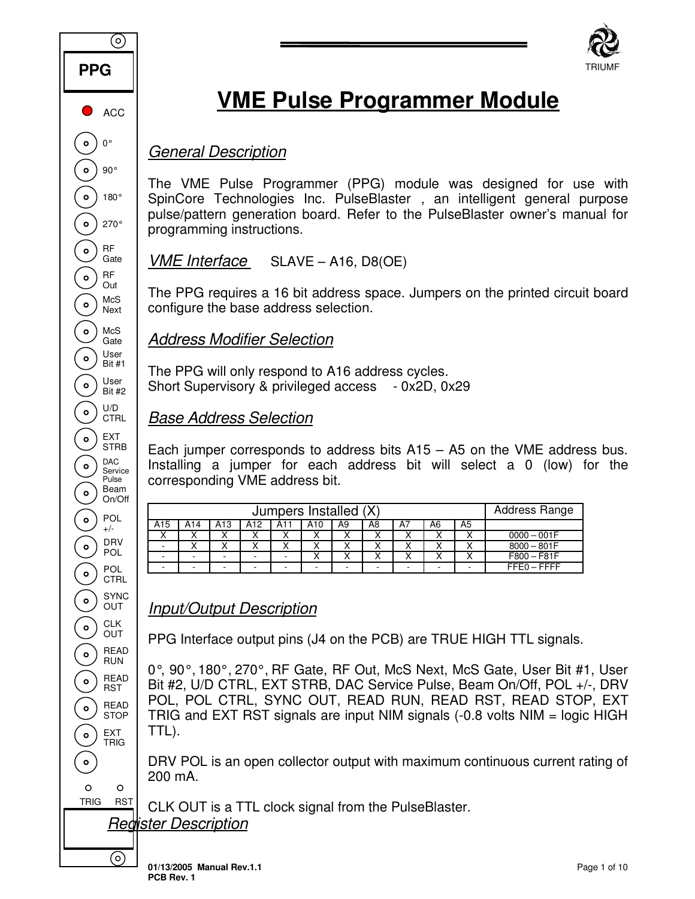PPG

ACC

0°
90°
180°
270°
RF Gate
RF Out
McS Next
McS Gate
User Bit #1
User Bit #2
U/D CTRL
EXT STRB
DAC Service Pulse
Beam On/Off
POL +/-
DRV POL
POL CTRL
SYNC OUT
CLK OUT
READ RUN
READ RST
READ STOP
EXT TRIG

TRIG RST

TRIUMF

# VME Pulse Programmer Module

## *General Description*

The VME Pulse Programmer (PPG) module was designed for use with SpinCore Technologies Inc. PulseBlaster , an intelligent general purpose pulse/pattern generation board. Refer to the PulseBlaster owner's manual for programming instructions.

## *VME Interface* SLAVE – A16, D8(OE)

The PPG requires a 16 bit address space. Jumpers on the printed circuit board configure the base address selection.

## *Address Modifier Selection*

The PPG will only respond to A16 address cycles.
Short Supervisory & privileged access - 0x2D, 0x29

## *Base Address Selection*

Each jumper corresponds to address bits A15 – A5 on the VME address bus. Installing a jumper for each address bit will select a 0 (low) for the corresponding VME address bit.

| Jumpers Installed (X) | | | | | | | | | | | Address Range |
|---|---|---|---|---|---|---|---|---|---|---|---|
| A15 | A14 | A13 | A12 | A11 | A10 | A9 | A8 | A7 | A6 | A5 | |
| X | X | X | X | X | X | X | X | X | X | X | 0000 – 001F |
| - | X | X | X | X | X | X | X | X | X | X | 8000 – 801F |
| - | - | - | - | - | X | X | X | X | X | X | F800 – F81F |
| - | - | - | - | - | - | - | - | - | - | - | FFE0 – FFFF |

## *Input/Output Description*

PPG Interface output pins (J4 on the PCB) are TRUE HIGH TTL signals.

0°, 90°, 180°, 270°, RF Gate, RF Out, McS Next, McS Gate, User Bit #1, User Bit #2, U/D CTRL, EXT STRB, DAC Service Pulse, Beam On/Off, POL +/-, DRV POL, POL CTRL, SYNC OUT, READ RUN, READ RST, READ STOP, EXT TRIG and EXT RST signals are input NIM signals (-0.8 volts NIM = logic HIGH TTL).

DRV POL is an open collector output with maximum continuous current rating of 200 mA.

CLK OUT is a TTL clock signal from the PulseBlaster.

## *Register Description*

01/13/2005 Manual Rev.1.1
PCB Rev. 1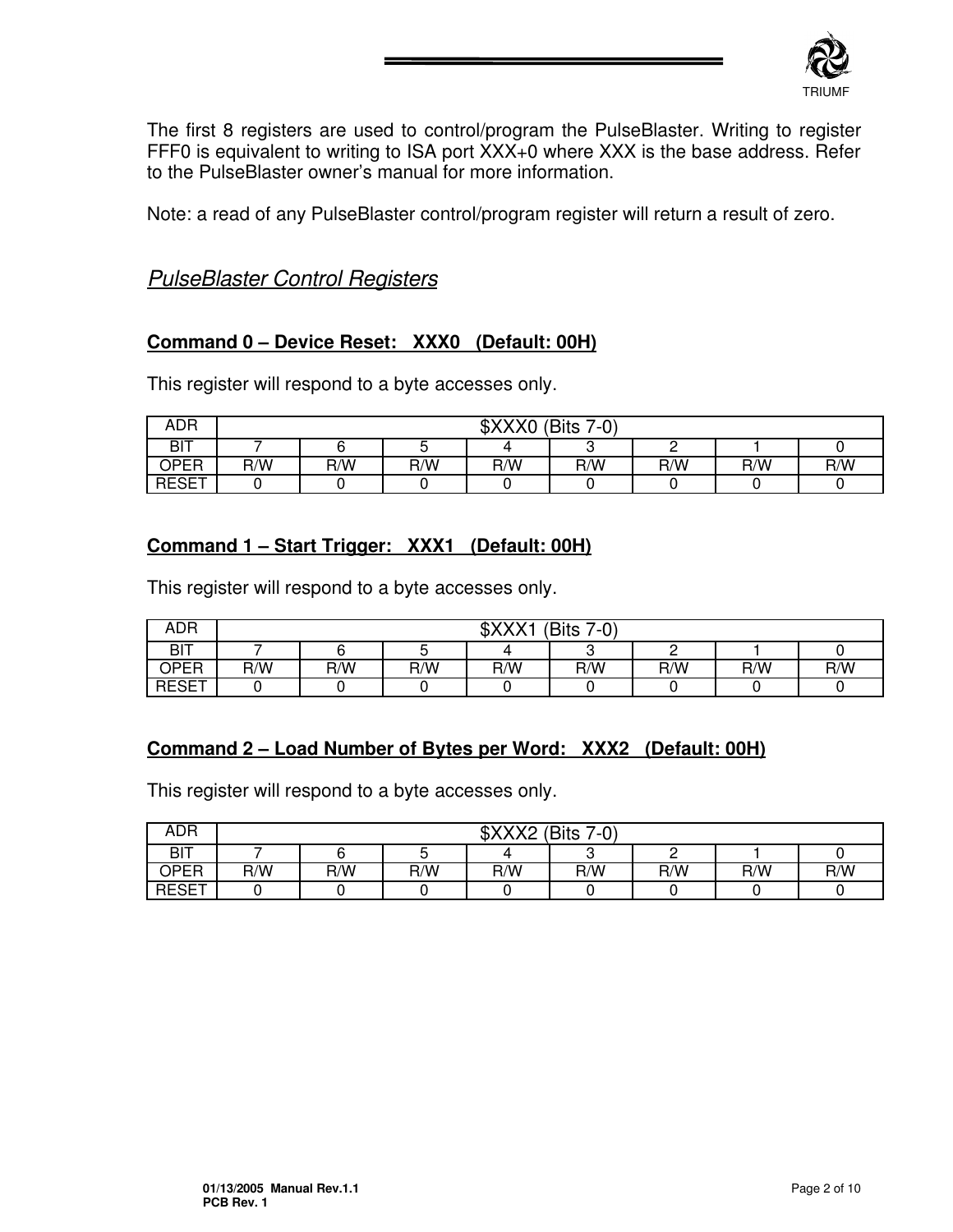The first 8 registers are used to control/program the PulseBlaster. Writing to register FFF0 is equivalent to writing to ISA port XXX+0 where XXX is the base address. Refer to the PulseBlaster owner's manual for more information.

Note: a read of any PulseBlaster control/program register will return a result of zero.

## *PulseBlaster Control Registers*

### **Command 0 – Device Reset: XXX0 (Default: 00H)**

This register will respond to a byte accesses only.

| ADR | $XXX0 (Bits 7-0) | | | | | | | |
|---|---|---|---|---|---|---|---|---|
| BIT | 7 | 6 | 5 | 4 | 3 | 2 | 1 | 0 |
| OPER | R/W | R/W | R/W | R/W | R/W | R/W | R/W | R/W |
| RESET | 0 | 0 | 0 | 0 | 0 | 0 | 0 | 0 |

### **Command 1 – Start Trigger: XXX1 (Default: 00H)**

This register will respond to a byte accesses only.

| ADR | $XXX1 (Bits 7-0) | | | | | | | |
|---|---|---|---|---|---|---|---|---|
| BIT | 7 | 6 | 5 | 4 | 3 | 2 | 1 | 0 |
| OPER | R/W | R/W | R/W | R/W | R/W | R/W | R/W | R/W |
| RESET | 0 | 0 | 0 | 0 | 0 | 0 | 0 | 0 |

### **Command 2 – Load Number of Bytes per Word: XXX2 (Default: 00H)**

This register will respond to a byte accesses only.

| ADR | $XXX2 (Bits 7-0) | | | | | | | |
|---|---|---|---|---|---|---|---|---|
| BIT | 7 | 6 | 5 | 4 | 3 | 2 | 1 | 0 |
| OPER | R/W | R/W | R/W | R/W | R/W | R/W | R/W | R/W |
| RESET | 0 | 0 | 0 | 0 | 0 | 0 | 0 | 0 |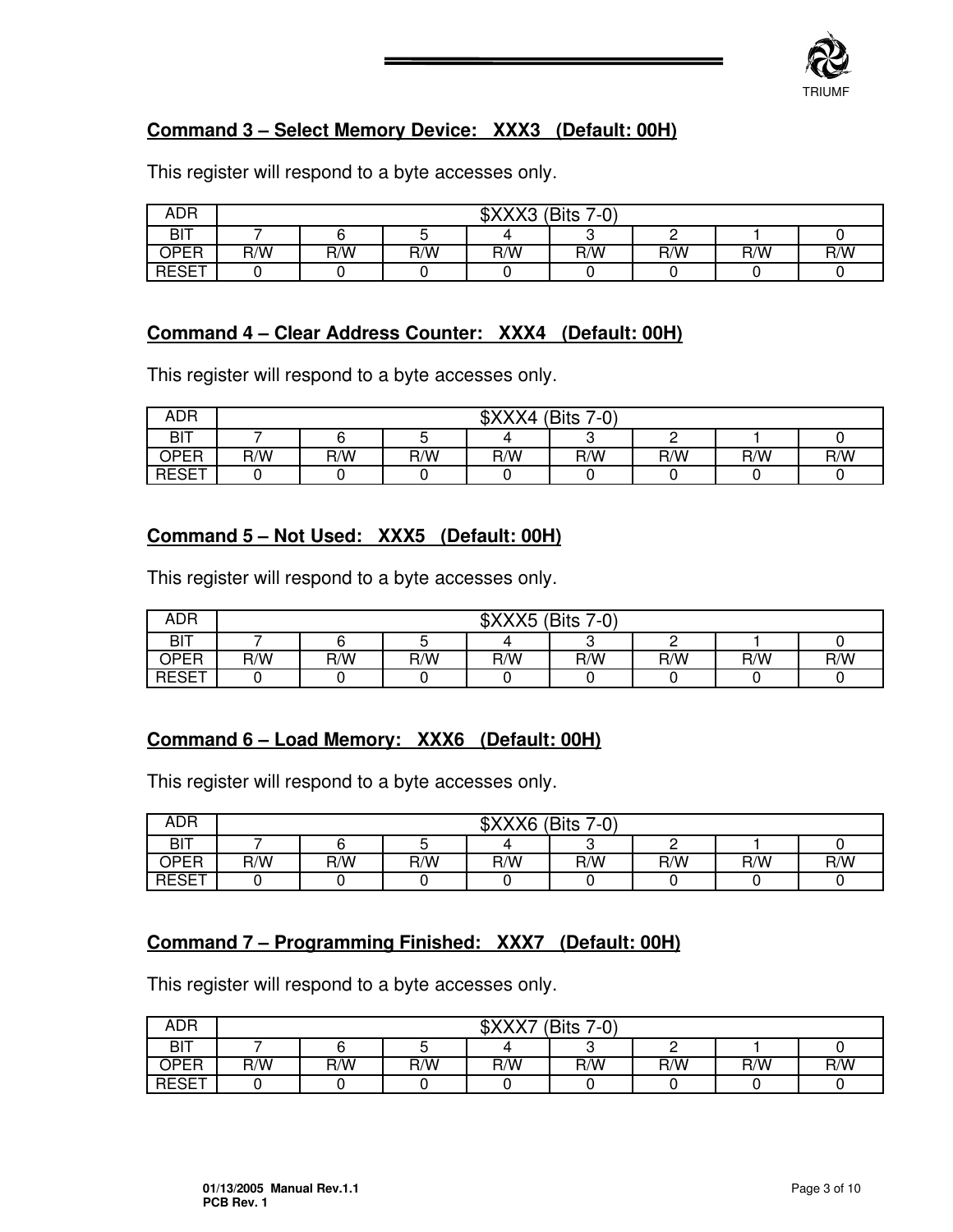**Command 3 – Select Memory Device: XXX3 (Default: 00H)**

This register will respond to a byte accesses only.

| ADR | $XXX3 (Bits 7-0) | | | | | | | |
|---|---|---|---|---|---|---|---|---|
| BIT | 7 | 6 | 5 | 4 | 3 | 2 | 1 | 0 |
| OPER | R/W | R/W | R/W | R/W | R/W | R/W | R/W | R/W |
| RESET | 0 | 0 | 0 | 0 | 0 | 0 | 0 | 0 |

**Command 4 – Clear Address Counter: XXX4 (Default: 00H)**

This register will respond to a byte accesses only.

| ADR | $XXX4 (Bits 7-0) | | | | | | | |
|---|---|---|---|---|---|---|---|---|
| BIT | 7 | 6 | 5 | 4 | 3 | 2 | 1 | 0 |
| OPER | R/W | R/W | R/W | R/W | R/W | R/W | R/W | R/W |
| RESET | 0 | 0 | 0 | 0 | 0 | 0 | 0 | 0 |

**Command 5 – Not Used: XXX5 (Default: 00H)**

This register will respond to a byte accesses only.

| ADR | $XXX5 (Bits 7-0) | | | | | | | |
|---|---|---|---|---|---|---|---|---|
| BIT | 7 | 6 | 5 | 4 | 3 | 2 | 1 | 0 |
| OPER | R/W | R/W | R/W | R/W | R/W | R/W | R/W | R/W |
| RESET | 0 | 0 | 0 | 0 | 0 | 0 | 0 | 0 |

**Command 6 – Load Memory: XXX6 (Default: 00H)**

This register will respond to a byte accesses only.

| ADR | $XXX6 (Bits 7-0) | | | | | | | |
|---|---|---|---|---|---|---|---|---|
| BIT | 7 | 6 | 5 | 4 | 3 | 2 | 1 | 0 |
| OPER | R/W | R/W | R/W | R/W | R/W | R/W | R/W | R/W |
| RESET | 0 | 0 | 0 | 0 | 0 | 0 | 0 | 0 |

**Command 7 – Programming Finished: XXX7 (Default: 00H)**

This register will respond to a byte accesses only.

| ADR | $XXX7 (Bits 7-0) | | | | | | | |
|---|---|---|---|---|---|---|---|---|
| BIT | 7 | 6 | 5 | 4 | 3 | 2 | 1 | 0 |
| OPER | R/W | R/W | R/W | R/W | R/W | R/W | R/W | R/W |
| RESET | 0 | 0 | 0 | 0 | 0 | 0 | 0 | 0 |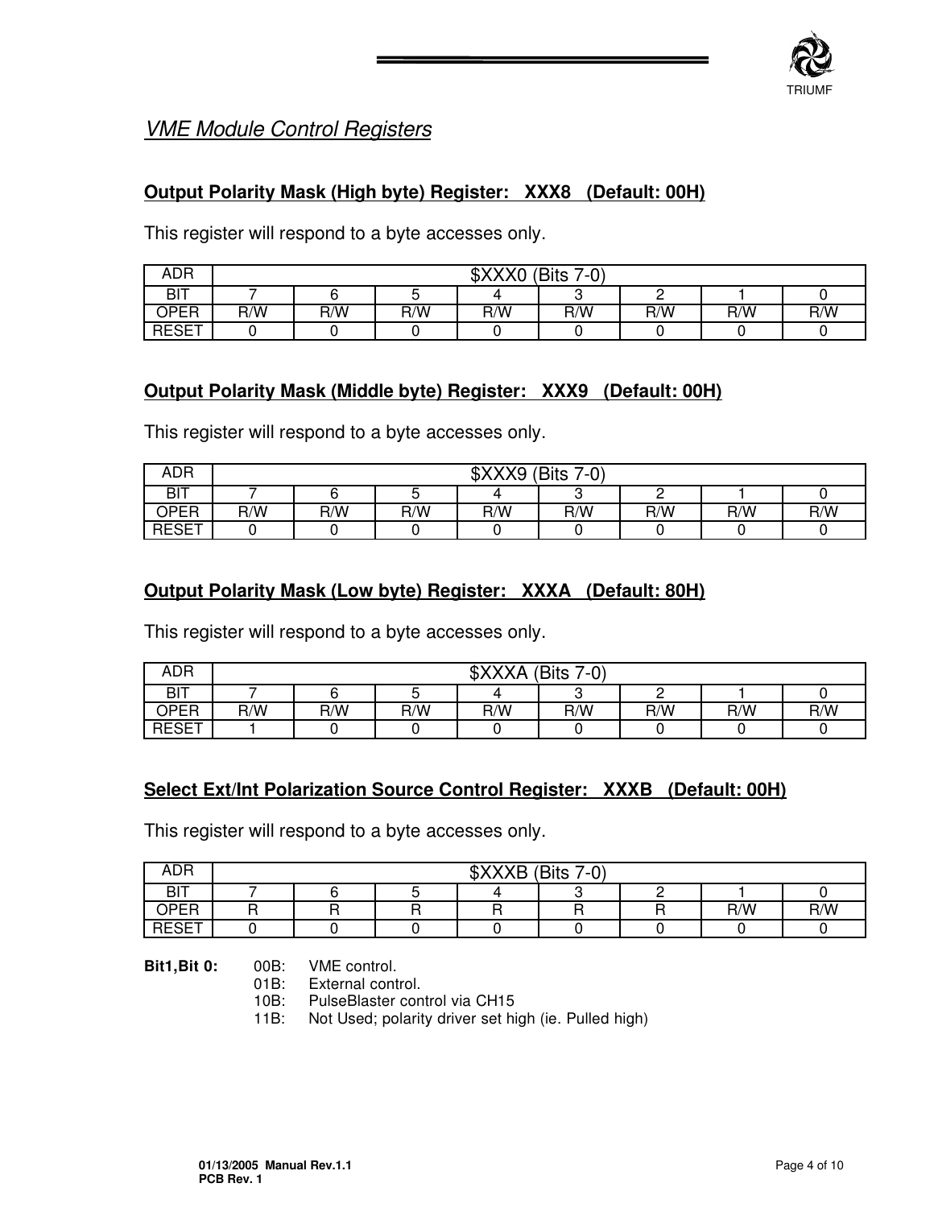*VME Module Control Registers*

**Output Polarity Mask (High byte) Register: XXX8 (Default: 00H)**

This register will respond to a byte accesses only.

| ADR | $XXX0 (Bits 7-0) | | | | | | | |
|---|---|---|---|---|---|---|---|---|
| BIT | 7 | 6 | 5 | 4 | 3 | 2 | 1 | 0 |
| OPER | R/W | R/W | R/W | R/W | R/W | R/W | R/W | R/W |
| RESET | 0 | 0 | 0 | 0 | 0 | 0 | 0 | 0 |

**Output Polarity Mask (Middle byte) Register: XXX9 (Default: 00H)**

This register will respond to a byte accesses only.

| ADR | $XXX9 (Bits 7-0) | | | | | | | |
|---|---|---|---|---|---|---|---|---|
| BIT | 7 | 6 | 5 | 4 | 3 | 2 | 1 | 0 |
| OPER | R/W | R/W | R/W | R/W | R/W | R/W | R/W | R/W |
| RESET | 0 | 0 | 0 | 0 | 0 | 0 | 0 | 0 |

**Output Polarity Mask (Low byte) Register: XXXA (Default: 80H)**

This register will respond to a byte accesses only.

| ADR | $XXXA (Bits 7-0) | | | | | | | |
|---|---|---|---|---|---|---|---|---|
| BIT | 7 | 6 | 5 | 4 | 3 | 2 | 1 | 0 |
| OPER | R/W | R/W | R/W | R/W | R/W | R/W | R/W | R/W |
| RESET | 1 | 0 | 0 | 0 | 0 | 0 | 0 | 0 |

**Select Ext/Int Polarization Source Control Register: XXXB (Default: 00H)**

This register will respond to a byte accesses only.

| ADR | $XXXB (Bits 7-0) | | | | | | | |
|---|---|---|---|---|---|---|---|---|
| BIT | 7 | 6 | 5 | 4 | 3 | 2 | 1 | 0 |
| OPER | R | R | R | R | R | R | R/W | R/W |
| RESET | 0 | 0 | 0 | 0 | 0 | 0 | 0 | 0 |

**Bit1,Bit 0:**
- 00B: VME control.
- 01B: External control.
- 10B: PulseBlaster control via CH15
- 11B: Not Used; polarity driver set high (ie. Pulled high)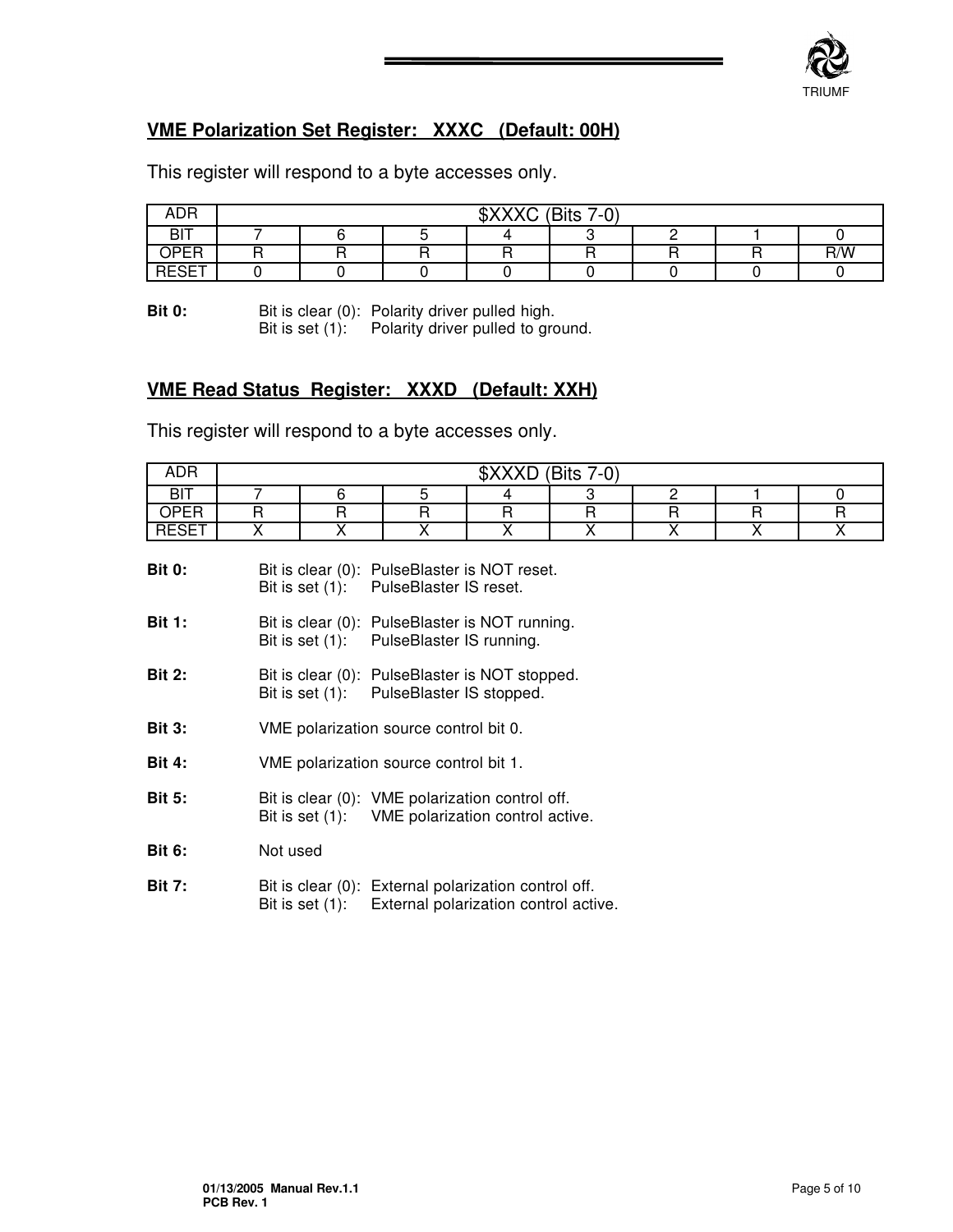## VME Polarization Set Register:   XXXC   (Default: 00H)

This register will respond to a byte accesses only.

| ADR | $XXXC (Bits 7-0) | | | | | | | |
|---|---|---|---|---|---|---|---|---|
| BIT | 7 | 6 | 5 | 4 | 3 | 2 | 1 | 0 |
| OPER | R | R | R | R | R | R | R | R/W |
| RESET | 0 | 0 | 0 | 0 | 0 | 0 | 0 | 0 |

**Bit 0:** Bit is clear (0): Polarity driver pulled high.
Bit is set (1): Polarity driver pulled to ground.

## VME Read Status  Register:   XXXD   (Default: XXH)

This register will respond to a byte accesses only.

| ADR | $XXXD (Bits 7-0) | | | | | | | |
|---|---|---|---|---|---|---|---|---|
| BIT | 7 | 6 | 5 | 4 | 3 | 2 | 1 | 0 |
| OPER | R | R | R | R | R | R | R | R |
| RESET | X | X | X | X | X | X | X | X |

**Bit 0:** Bit is clear (0): PulseBlaster is NOT reset.
Bit is set (1): PulseBlaster IS reset.

**Bit 1:** Bit is clear (0): PulseBlaster is NOT running.
Bit is set (1): PulseBlaster IS running.

**Bit 2:** Bit is clear (0): PulseBlaster is NOT stopped.
Bit is set (1): PulseBlaster IS stopped.

**Bit 3:** VME polarization source control bit 0.

**Bit 4:** VME polarization source control bit 1.

**Bit 5:** Bit is clear (0): VME polarization control off.
Bit is set (1): VME polarization control active.

**Bit 6:** Not used

**Bit 7:** Bit is clear (0): External polarization control off.
Bit is set (1): External polarization control active.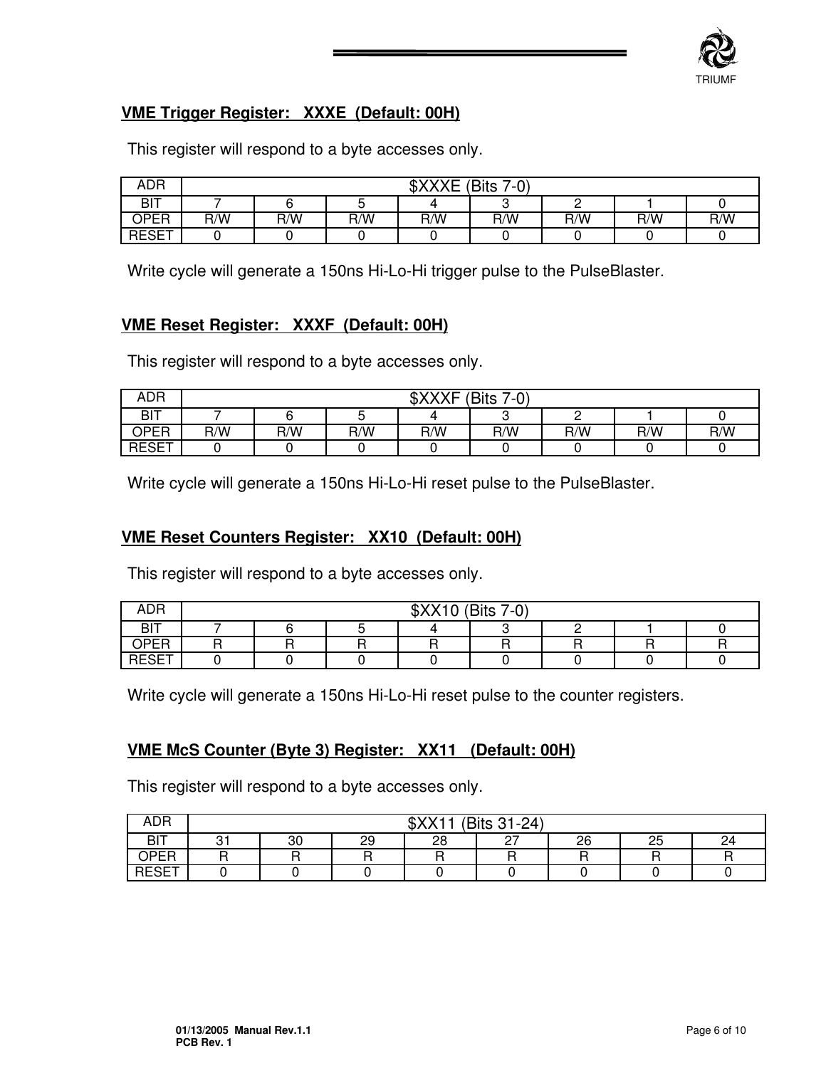**VME Trigger Register: XXXE (Default: 00H)**

This register will respond to a byte accesses only.

| ADR | $XXXE (Bits 7-0) | | | | | | | |
|---|---|---|---|---|---|---|---|---|
| BIT | 7 | 6 | 5 | 4 | 3 | 2 | 1 | 0 |
| OPER | R/W | R/W | R/W | R/W | R/W | R/W | R/W | R/W |
| RESET | 0 | 0 | 0 | 0 | 0 | 0 | 0 | 0 |

Write cycle will generate a 150ns Hi-Lo-Hi trigger pulse to the PulseBlaster.

**VME Reset Register: XXXF (Default: 00H)**

This register will respond to a byte accesses only.

| ADR | $XXXF (Bits 7-0) | | | | | | | |
|---|---|---|---|---|---|---|---|---|
| BIT | 7 | 6 | 5 | 4 | 3 | 2 | 1 | 0 |
| OPER | R/W | R/W | R/W | R/W | R/W | R/W | R/W | R/W |
| RESET | 0 | 0 | 0 | 0 | 0 | 0 | 0 | 0 |

Write cycle will generate a 150ns Hi-Lo-Hi reset pulse to the PulseBlaster.

**VME Reset Counters Register: XX10 (Default: 00H)**

This register will respond to a byte accesses only.

| ADR | $XX10 (Bits 7-0) | | | | | | | |
|---|---|---|---|---|---|---|---|---|
| BIT | 7 | 6 | 5 | 4 | 3 | 2 | 1 | 0 |
| OPER | R | R | R | R | R | R | R | R |
| RESET | 0 | 0 | 0 | 0 | 0 | 0 | 0 | 0 |

Write cycle will generate a 150ns Hi-Lo-Hi reset pulse to the counter registers.

**VME McS Counter (Byte 3) Register: XX11 (Default: 00H)**

This register will respond to a byte accesses only.

| ADR | $XX11 (Bits 31-24) | | | | | | | |
|---|---|---|---|---|---|---|---|---|
| BIT | 31 | 30 | 29 | 28 | 27 | 26 | 25 | 24 |
| OPER | R | R | R | R | R | R | R | R |
| RESET | 0 | 0 | 0 | 0 | 0 | 0 | 0 | 0 |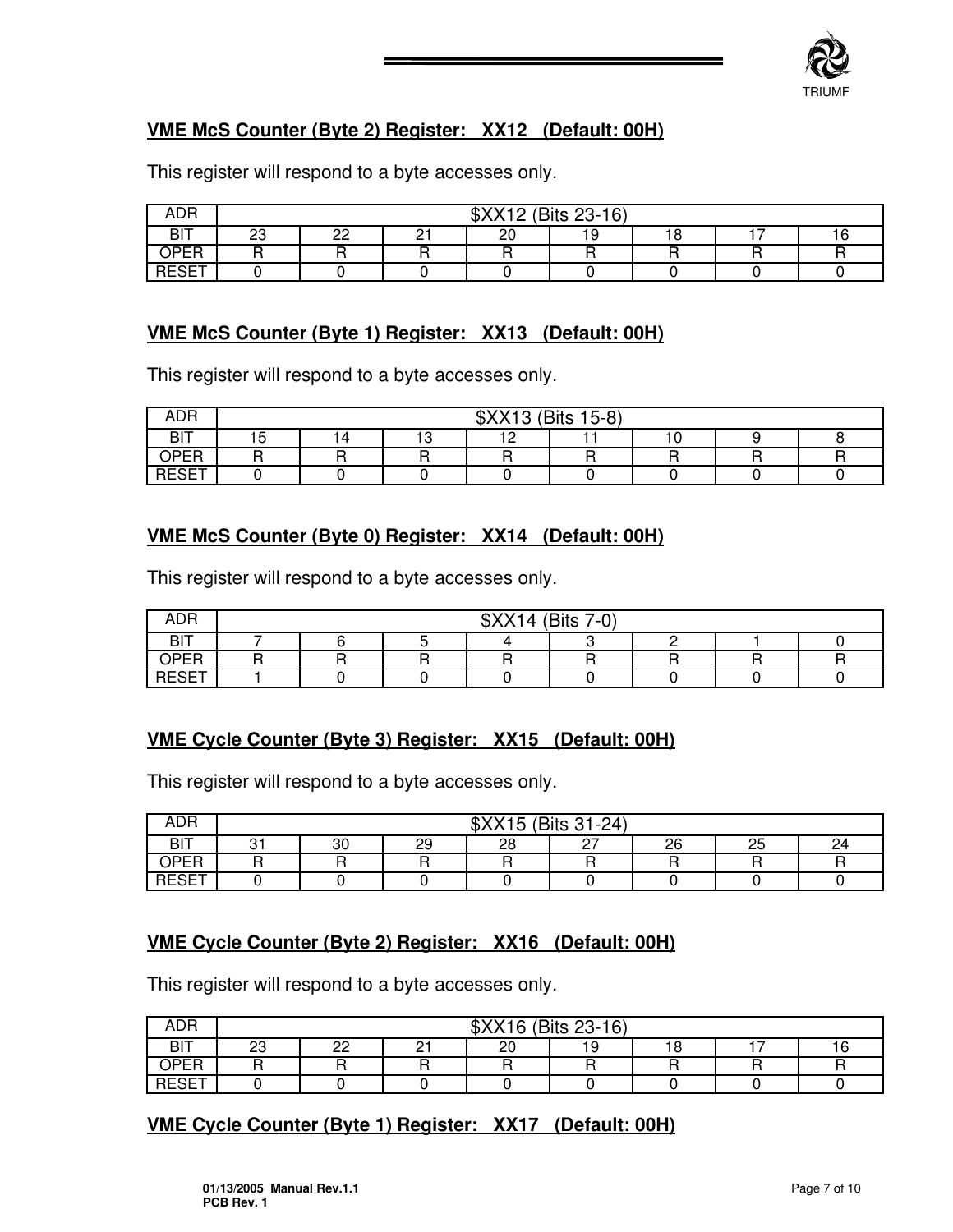### VME McS Counter (Byte 2) Register: XX12 (Default: 00H)

This register will respond to a byte accesses only.

| ADR | $XX12 (Bits 23-16) | | | | | | | |
|---|---|---|---|---|---|---|---|---|
| BIT | 23 | 22 | 21 | 20 | 19 | 18 | 17 | 16 |
| OPER | R | R | R | R | R | R | R | R |
| RESET | 0 | 0 | 0 | 0 | 0 | 0 | 0 | 0 |

### VME McS Counter (Byte 1) Register: XX13 (Default: 00H)

This register will respond to a byte accesses only.

| ADR | $XX13 (Bits 15-8) | | | | | | | |
|---|---|---|---|---|---|---|---|---|
| BIT | 15 | 14 | 13 | 12 | 11 | 10 | 9 | 8 |
| OPER | R | R | R | R | R | R | R | R |
| RESET | 0 | 0 | 0 | 0 | 0 | 0 | 0 | 0 |

### VME McS Counter (Byte 0) Register: XX14 (Default: 00H)

This register will respond to a byte accesses only.

| ADR | $XX14 (Bits 7-0) | | | | | | | |
|---|---|---|---|---|---|---|---|---|
| BIT | 7 | 6 | 5 | 4 | 3 | 2 | 1 | 0 |
| OPER | R | R | R | R | R | R | R | R |
| RESET | 1 | 0 | 0 | 0 | 0 | 0 | 0 | 0 |

### VME Cycle Counter (Byte 3) Register: XX15 (Default: 00H)

This register will respond to a byte accesses only.

| ADR | $XX15 (Bits 31-24) | | | | | | | |
|---|---|---|---|---|---|---|---|---|
| BIT | 31 | 30 | 29 | 28 | 27 | 26 | 25 | 24 |
| OPER | R | R | R | R | R | R | R | R |
| RESET | 0 | 0 | 0 | 0 | 0 | 0 | 0 | 0 |

### VME Cycle Counter (Byte 2) Register: XX16 (Default: 00H)

This register will respond to a byte accesses only.

| ADR | $XX16 (Bits 23-16) | | | | | | | |
|---|---|---|---|---|---|---|---|---|
| BIT | 23 | 22 | 21 | 20 | 19 | 18 | 17 | 16 |
| OPER | R | R | R | R | R | R | R | R |
| RESET | 0 | 0 | 0 | 0 | 0 | 0 | 0 | 0 |

### VME Cycle Counter (Byte 1) Register: XX17 (Default: 00H)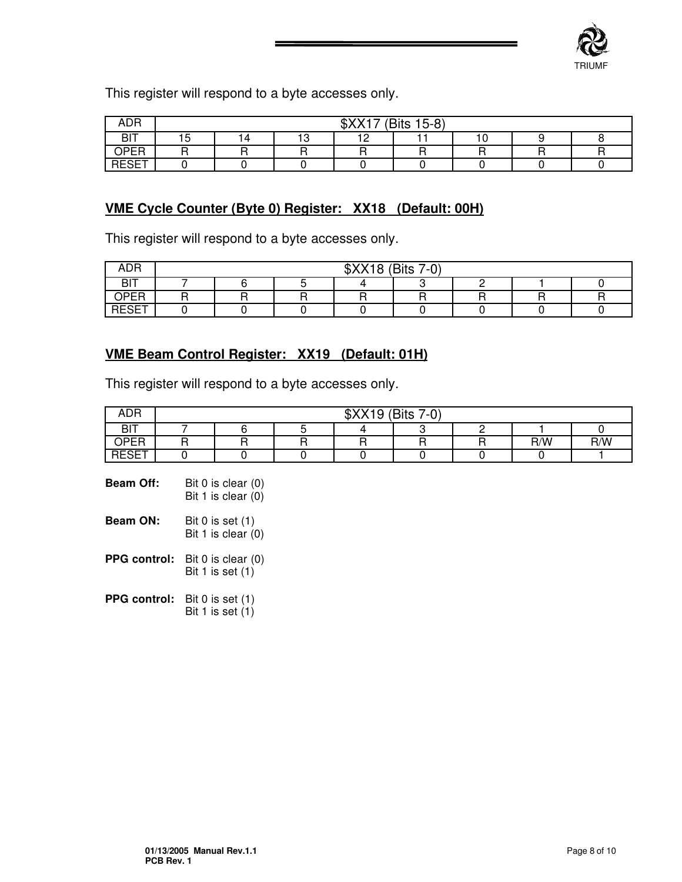This register will respond to a byte accesses only.

| ADR | $XX17 (Bits 15-8) | | | | | | | |
|---|---|---|---|---|---|---|---|---|
| BIT | 15 | 14 | 13 | 12 | 11 | 10 | 9 | 8 |
| OPER | R | R | R | R | R | R | R | R |
| RESET | 0 | 0 | 0 | 0 | 0 | 0 | 0 | 0 |

## VME Cycle Counter (Byte 0) Register: XX18 (Default: 00H)

This register will respond to a byte accesses only.

| ADR | $XX18 (Bits 7-0) | | | | | | | |
|---|---|---|---|---|---|---|---|---|
| BIT | 7 | 6 | 5 | 4 | 3 | 2 | 1 | 0 |
| OPER | R | R | R | R | R | R | R | R |
| RESET | 0 | 0 | 0 | 0 | 0 | 0 | 0 | 0 |

## VME Beam Control Register: XX19 (Default: 01H)

This register will respond to a byte accesses only.

| ADR | $XX19 (Bits 7-0) | | | | | | | |
|---|---|---|---|---|---|---|---|---|
| BIT | 7 | 6 | 5 | 4 | 3 | 2 | 1 | 0 |
| OPER | R | R | R | R | R | R | R/W | R/W |
| RESET | 0 | 0 | 0 | 0 | 0 | 0 | 0 | 1 |

**Beam Off:** Bit 0 is clear (0)
Bit 1 is clear (0)

**Beam ON:** Bit 0 is set (1)
Bit 1 is clear (0)

**PPG control:** Bit 0 is clear (0)
Bit 1 is set (1)

**PPG control:** Bit 0 is set (1)
Bit 1 is set (1)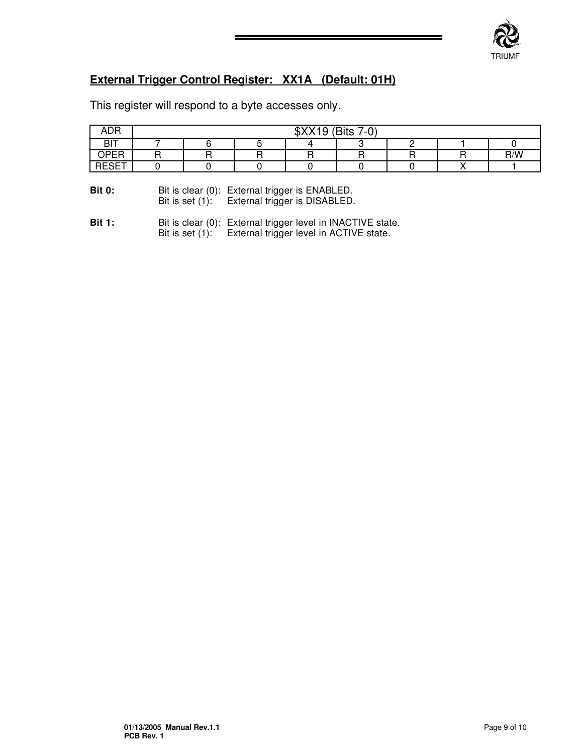## External Trigger Control Register:   XX1A   (Default: 01H)

This register will respond to a byte accesses only.

| ADR | $XX19 (Bits 7-0) | | | | | | | |
|---|---|---|---|---|---|---|---|---|
| BIT | 7 | 6 | 5 | 4 | 3 | 2 | 1 | 0 |
| OPER | R | R | R | R | R | R | R | R/W |
| RESET | 0 | 0 | 0 | 0 | 0 | 0 | X | 1 |

**Bit 0:** Bit is clear (0): External trigger is ENABLED.
Bit is set (1): External trigger is DISABLED.

**Bit 1:** Bit is clear (0): External trigger level in INACTIVE state.
Bit is set (1): External trigger level in ACTIVE state.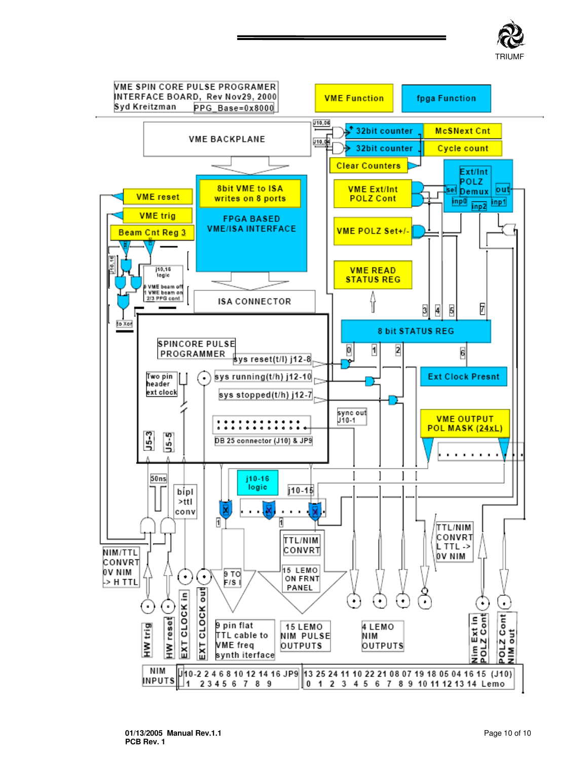VME SPIN CORE PULSE PROGRAMER
INTERFACE BOARD, Rev Nov29, 2000
Syd Kreitzman PPG_Base=0x8000

VME Function

fpga Function

VME BACKPLANE

J10,06

J10,04

32bit counter

McSNext Cnt

32bit counter

Cycle count

Clear Counters

8bit VME to ISA writes on 8 ports

FPGA BASED VME/ISA INTERFACE

VME Ext/Int POLZ Cont

Ext/Int POLZ Demux

sel

out

inp0

inp2

inp1

VME reset

VME trig

Beam Cnt Reg 3

VME POLZ Set+/-

VME READ STATUS REG

j10,16 logic

0 VME beam off
1 VME beam on
2/3 PPG cont

ISA CONNECTOR

to Xor

3 4 5 7

8 bit STATUS REG

0 1 2 6

SPINCORE PULSE PROGRAMMER

sys reset(t/l) j12-8

Two pin header ext clock

sys running(t/h) j12-10

sys stopped(t/h) j12-7

Ext Clock Presnt

sync out J10-1

VME OUTPUT POL MASK (24xL)

DB 25 connector (J10) & JP9

J5-3

J5-5

50ns

bipl >ttl conv

j10-16 logic

j10-15

1

1

TTL/NIM CONVRT

TTL/NIM CONVRT L TTL -> 0V NIM

NIM/TTL CONVRT 0V NIM -> H TTL

9 TO F/S I

15 LEMO ON FRNT PANEL

HW trig

HW reset

EXT CLOCK in

EXT CLOCK out

9 pin flat TTL cable to VME freq synth iterface

15 LEMO NIM PULSE OUTPUTS

4 LEMO NIM OUTPUTS

Nim Ext in POLZ Cont

POLZ Cont NIM out

NIM INPUTS

J10-2 2 4 6 8 10 12 14 16 JP9
1 2 3 4 5 6 7 8 9

13 25 24 11 10 22 21 08 07 19 18 05 04 16 15 (J10)
0 1 2 3 4 5 6 7 8 9 10 11 12 13 14 Lemo

01/13/2005 Manual Rev.1.1
PCB Rev. 1